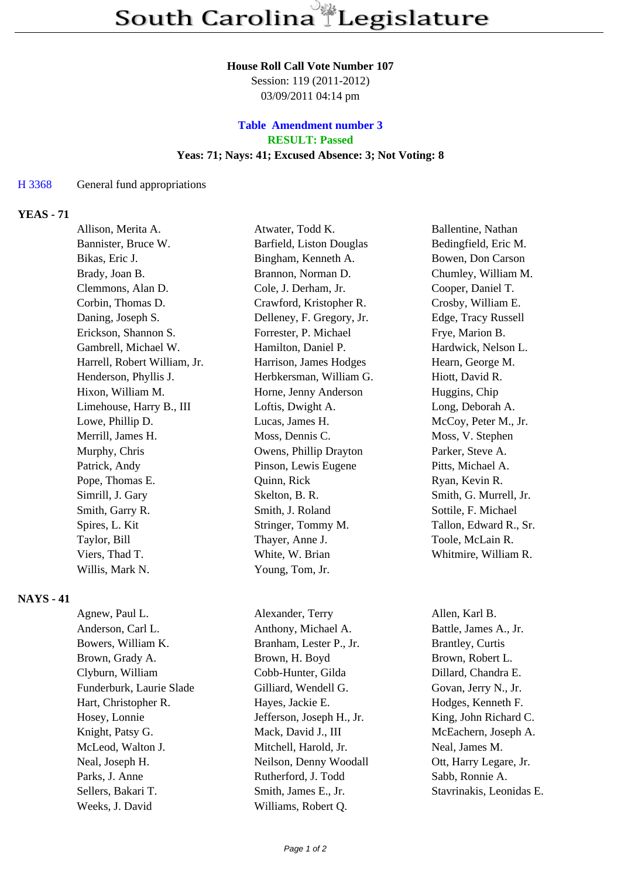# South Carolina Legislature

**House Roll Call Vote Number 107**
Session: 119 (2011-2012)
03/09/2011 04:14 pm

**Table Amendment number 3**
**RESULT: Passed**
**Yeas: 71; Nays: 41; Excused Absence: 3; Not Voting: 8**

H 3368 General fund appropriations

## YEAS - 71

| | | |
|---|---|---|
| Allison, Merita A. | Atwater, Todd K. | Ballentine, Nathan |
| Bannister, Bruce W. | Barfield, Liston Douglas | Bedingfield, Eric M. |
| Bikas, Eric J. | Bingham, Kenneth A. | Bowen, Don Carson |
| Brady, Joan B. | Brannon, Norman D. | Chumley, William M. |
| Clemmons, Alan D. | Cole, J. Derham, Jr. | Cooper, Daniel T. |
| Corbin, Thomas D. | Crawford, Kristopher R. | Crosby, William E. |
| Daning, Joseph S. | Delleney, F. Gregory, Jr. | Edge, Tracy Russell |
| Erickson, Shannon S. | Forrester, P. Michael | Frye, Marion B. |
| Gambrell, Michael W. | Hamilton, Daniel P. | Hardwick, Nelson L. |
| Harrell, Robert William, Jr. | Harrison, James Hodges | Hearn, George M. |
| Henderson, Phyllis J. | Herbkersman, William G. | Hiott, David R. |
| Hixon, William M. | Horne, Jenny Anderson | Huggins, Chip |
| Limehouse, Harry B., III | Loftis, Dwight A. | Long, Deborah A. |
| Lowe, Phillip D. | Lucas, James H. | McCoy, Peter M., Jr. |
| Merrill, James H. | Moss, Dennis C. | Moss, V. Stephen |
| Murphy, Chris | Owens, Phillip Drayton | Parker, Steve A. |
| Patrick, Andy | Pinson, Lewis Eugene | Pitts, Michael A. |
| Pope, Thomas E. | Quinn, Rick | Ryan, Kevin R. |
| Simrill, J. Gary | Skelton, B. R. | Smith, G. Murrell, Jr. |
| Smith, Garry R. | Smith, J. Roland | Sottile, F. Michael |
| Spires, L. Kit | Stringer, Tommy M. | Tallon, Edward R., Sr. |
| Taylor, Bill | Thayer, Anne J. | Toole, McLain R. |
| Viers, Thad T. | White, W. Brian | Whitmire, William R. |
| Willis, Mark N. | Young, Tom, Jr. | |

## NAYS - 41

| | | |
|---|---|---|
| Agnew, Paul L. | Alexander, Terry | Allen, Karl B. |
| Anderson, Carl L. | Anthony, Michael A. | Battle, James A., Jr. |
| Bowers, William K. | Branham, Lester P., Jr. | Brantley, Curtis |
| Brown, Grady A. | Brown, H. Boyd | Brown, Robert L. |
| Clyburn, William | Cobb-Hunter, Gilda | Dillard, Chandra E. |
| Funderburk, Laurie Slade | Gilliard, Wendell G. | Govan, Jerry N., Jr. |
| Hart, Christopher R. | Hayes, Jackie E. | Hodges, Kenneth F. |
| Hosey, Lonnie | Jefferson, Joseph H., Jr. | King, John Richard C. |
| Knight, Patsy G. | Mack, David J., III | McEachern, Joseph A. |
| McLeod, Walton J. | Mitchell, Harold, Jr. | Neal, James M. |
| Neal, Joseph H. | Neilson, Denny Woodall | Ott, Harry Legare, Jr. |
| Parks, J. Anne | Rutherford, J. Todd | Sabb, Ronnie A. |
| Sellers, Bakari T. | Smith, James E., Jr. | Stavrinakis, Leonidas E. |
| Weeks, J. David | Williams, Robert Q. | |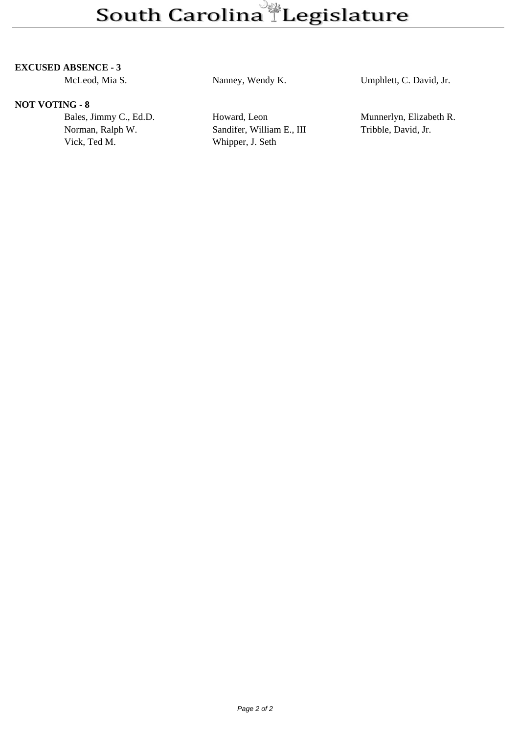**EXCUSED ABSENCE - 3**

| | | |
|---|---|---|
| McLeod, Mia S. | Nanney, Wendy K. | Umphlett, C. David, Jr. |

**NOT VOTING - 8**

| | | |
|---|---|---|
| Bales, Jimmy C., Ed.D. | Howard, Leon | Munnerlyn, Elizabeth R. |
| Norman, Ralph W. | Sandifer, William E., III | Tribble, David, Jr. |
| Vick, Ted M. | Whipper, J. Seth | |